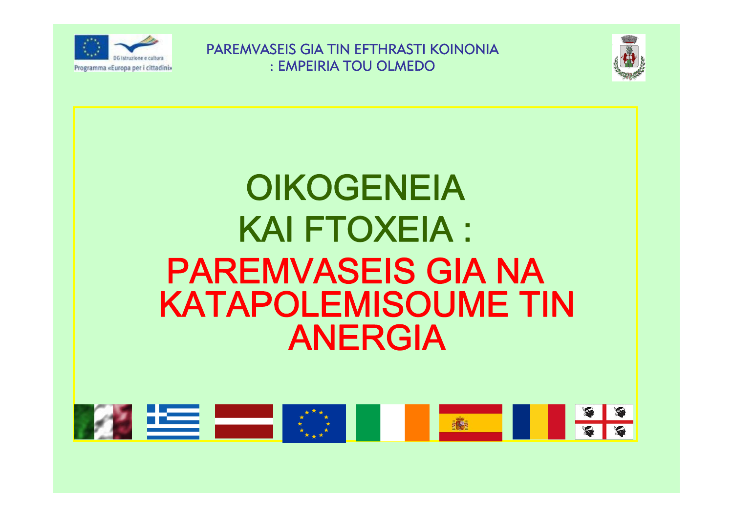Programma «Europa per i cittadini»

DG Istruzione e cultura

PAREMVASEIS GIA TIN EFTHRASTI KOINONIA : EMPEIRIA TOU OLMEDO

# OIKOGENEIA KAI FTOXEIA :

# PAREMVASEIS GIA NA KATAPOLEMISOUME TIN ANERGIA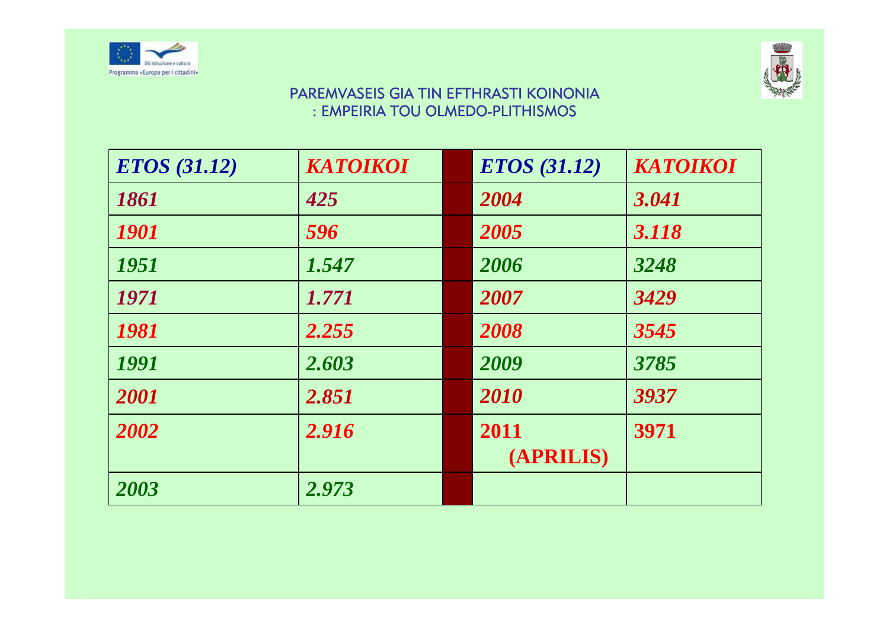PAREMVASEIS GIA TIN EFTHRASTI KOINONIA
: EMPEIRIA TOU OLMEDO-PLITHISMOS

| ETOS (31.12) | KATOIKOI | | ETOS (31.12) | KATOIKOI |
|---|---|---|---|---|
| 1861 | 425 | | 2004 | 3.041 |
| 1901 | 596 | | 2005 | 3.118 |
| 1951 | 1.547 | | 2006 | 3248 |
| 1971 | 1.771 | | 2007 | 3429 |
| 1981 | 2.255 | | 2008 | 3545 |
| 1991 | 2.603 | | 2009 | 3785 |
| 2001 | 2.851 | | 2010 | 3937 |
| 2002 | 2.916 | | 2011 (APRILIS) | 3971 |
| 2003 | 2.973 | | | |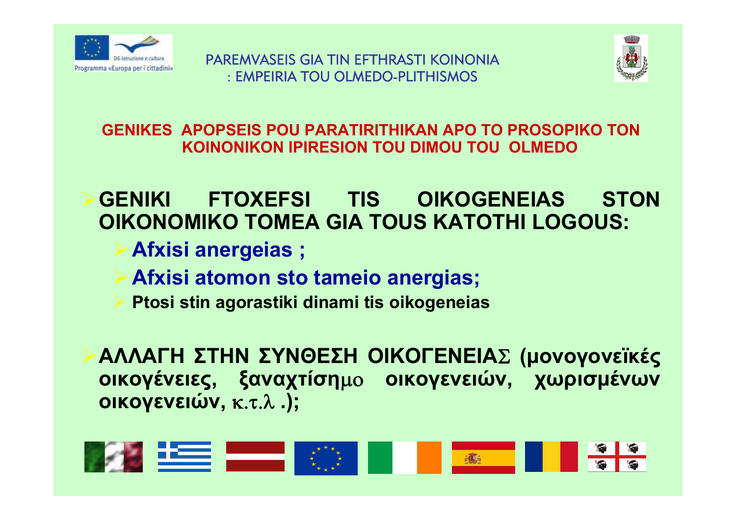PAREMVASEIS GIA TIN EFTHRASTI KOINONIA : EMPEIRIA TOU OLMEDO-PLITHISMOS

## GENIKES APOPSEIS POU PARATIRITHIKAN APO TO PROSOPIKO TON KOINONIKON IPIRESION TOU DIMOU TOU OLMEDO

- **GENIKI FTOXEFSI TIS OIKOGENEIAS STON OIKONOMIKO TOMEA GIA TOUS KATOTHI LOGOUS:**
  - **Afxisi anergeias ;**
  - **Afxisi atomon sto tameio anergias;**
  - **Ptosi stin agorastiki dinami tis oikogeneias**

- **ΑΛΛΑΓΗ ΣΤΗΝ ΣΥΝΘΕΣΗ ΟΙΚΟΓΕΝΕΙΑΣ (μονογονεϊκές οικογένειες, ξαναχτίσημο οικογενειών, χωρισμένων οικογενειών, κ.τ.λ .);**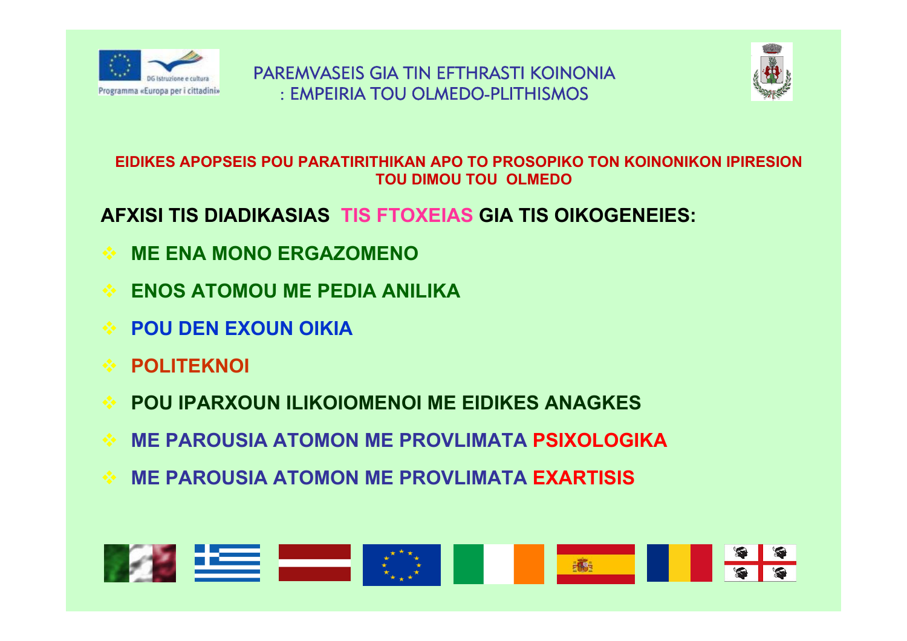PAREMVASEIS GIA TIN EFTHRASTI KOINONIA : EMPEIRIA TOU OLMEDO-PLITHISMOS

**EIDIKES APOPSEIS POU PARATIRITHIKAN APO TO PROSOPIKO TON KOINONIKON IPIRESION TOU DIMOU TOU OLMEDO**

## AFXISI TIS DIADIKASIAS TIS FTOXEIAS GIA TIS OIKOGENEIES:

- **ME ENA MONO ERGAZOMENO**
- **ENOS ATOMOU ME PEDIA ANILIKA**
- **POU DEN EXOUN OIKIA**
- **POLITEKNOI**
- **POU IPARXOUN ILIKOIOMENOI ME EIDIKES ANAGKES**
- **ME PAROUSIA ATOMON ME PROVLIMATA PSIXOLOGIKA**
- **ME PAROUSIA ATOMON ME PROVLIMATA EXARTISIS**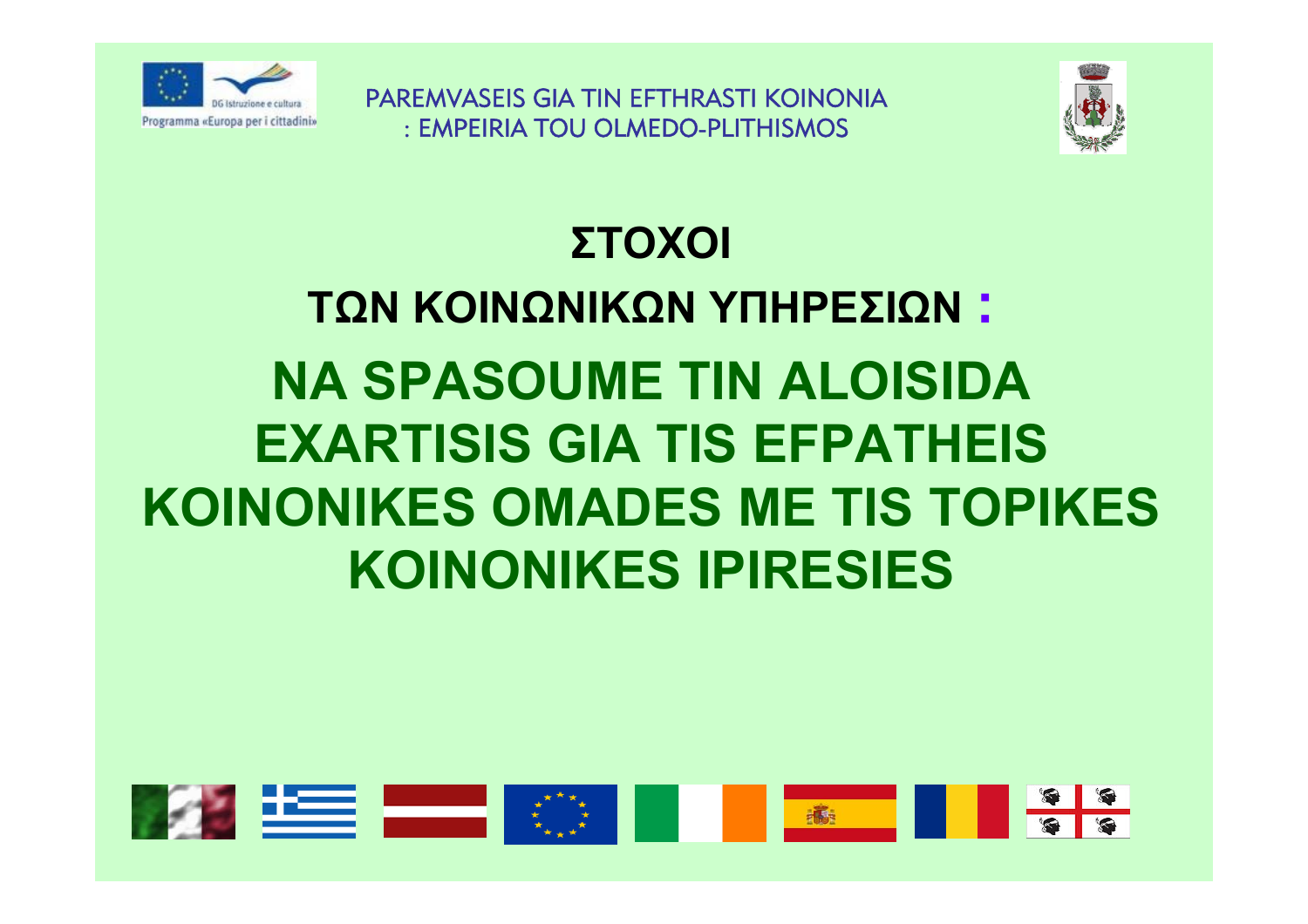PAREMVASEIS GIA TIN EFTHRASTI KOINONIA
: EMPEIRIA TOU OLMEDO-PLITHISMOS

# ΣΤΟΧΟΙ

## ΤΩΝ ΚΟΙΝΩΝΙΚΩΝ ΥΠΗΡΕΣΙΩΝ :

# NA SPASOUME TIN ALOISIDA EXARTISIS GIA TIS EFPATHEIS KOINONIKES OMADES ME TIS TOPIKES KOINONIKES IPIRESIES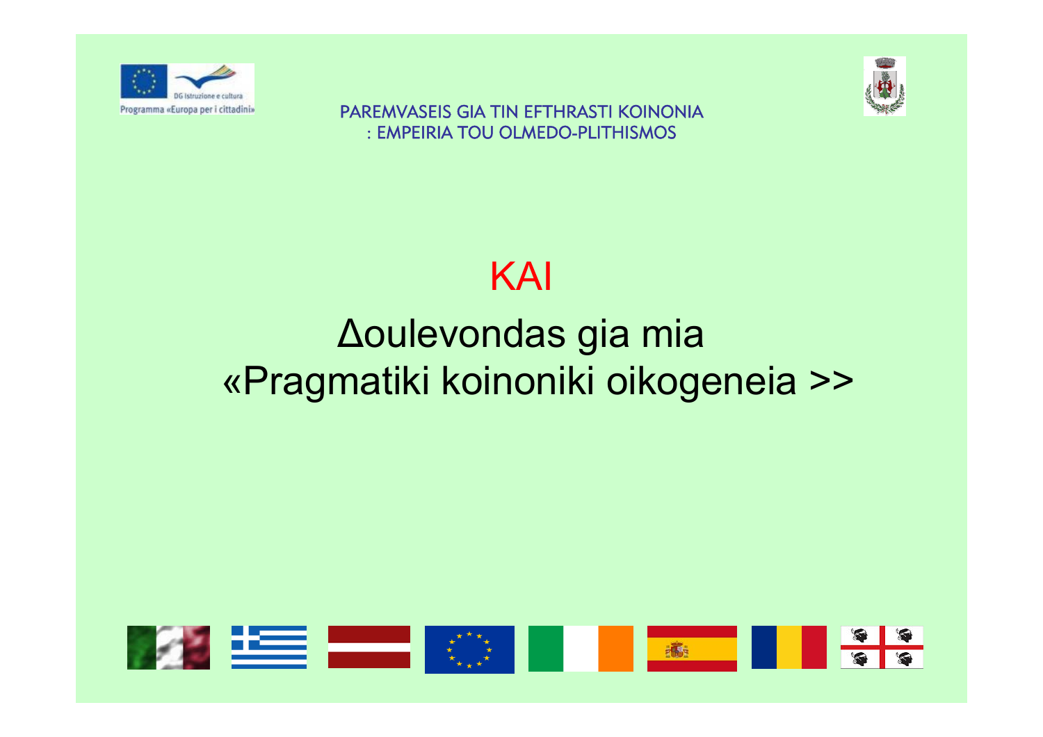Programma «Europa per i cittadini»

DG Istruzione e cultura

PAREMVASEIS GIA TIN EFTHRASTI KOINONIA
: EMPEIRIA TOU OLMEDO-PLITHISMOS

# KAI

## Δoulevondas gia mia «Pragmatiki koinoniki oikogeneia >>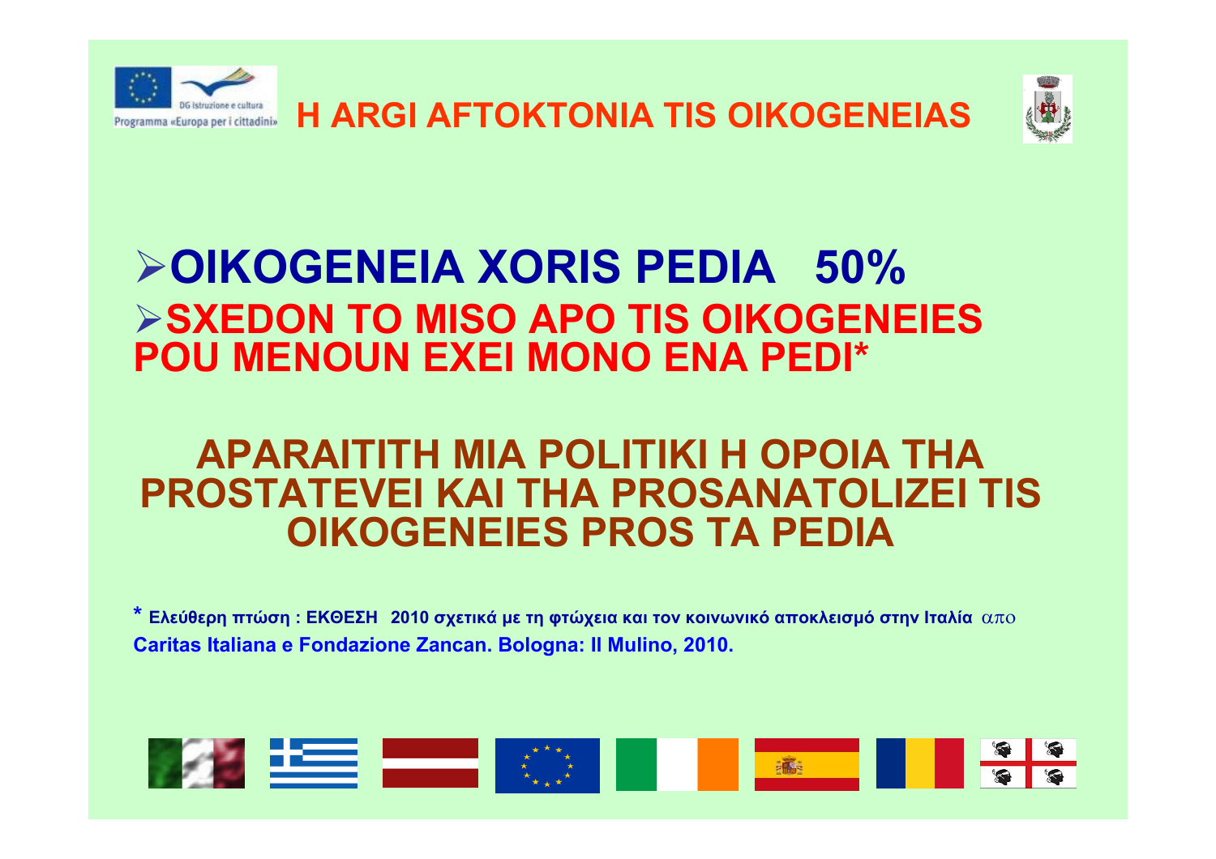# H ARGI AFTOKTONIA TIS OIKOGENEIAS

- **OIKOGENEIA XORIS PEDIA 50%**
- **SXEDON TO MISO APO TIS OIKOGENEIES POU MENOUN EXEI MONO ENA PEDI***

**APARAITITH MIA POLITIKI H OPOIA THA PROSTATEVEI KAI THA PROSANATOLIZEI TIS OIKOGENEIES PROS TA PEDIA**

* **Ελεύθερη πτώση : ΕΚΘΕΣΗ 2010 σχετικά με τη φτώχεια και τον κοινωνικό αποκλεισμό στην Ιταλία** απο **Caritas Italiana e Fondazione Zancan. Bologna: Il Mulino, 2010.**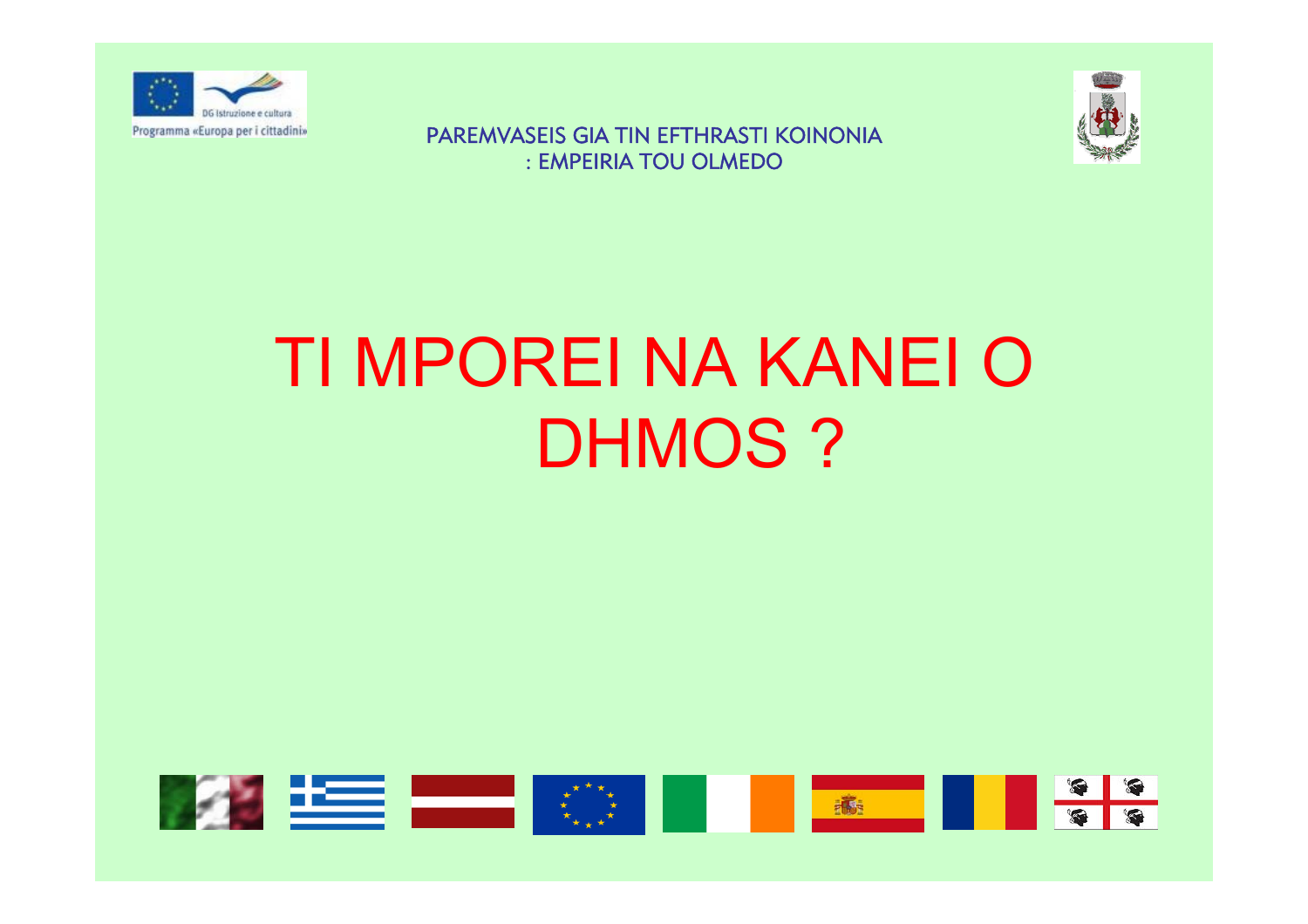Programma «Europa per i cittadini»

DG Istruzione e cultura

PAREMVASEIS GIA TIN EFTHRASTI KOINONIA : EMPEIRIA TOU OLMEDO

# TI MPOREI NA KANEI O DHMOS ?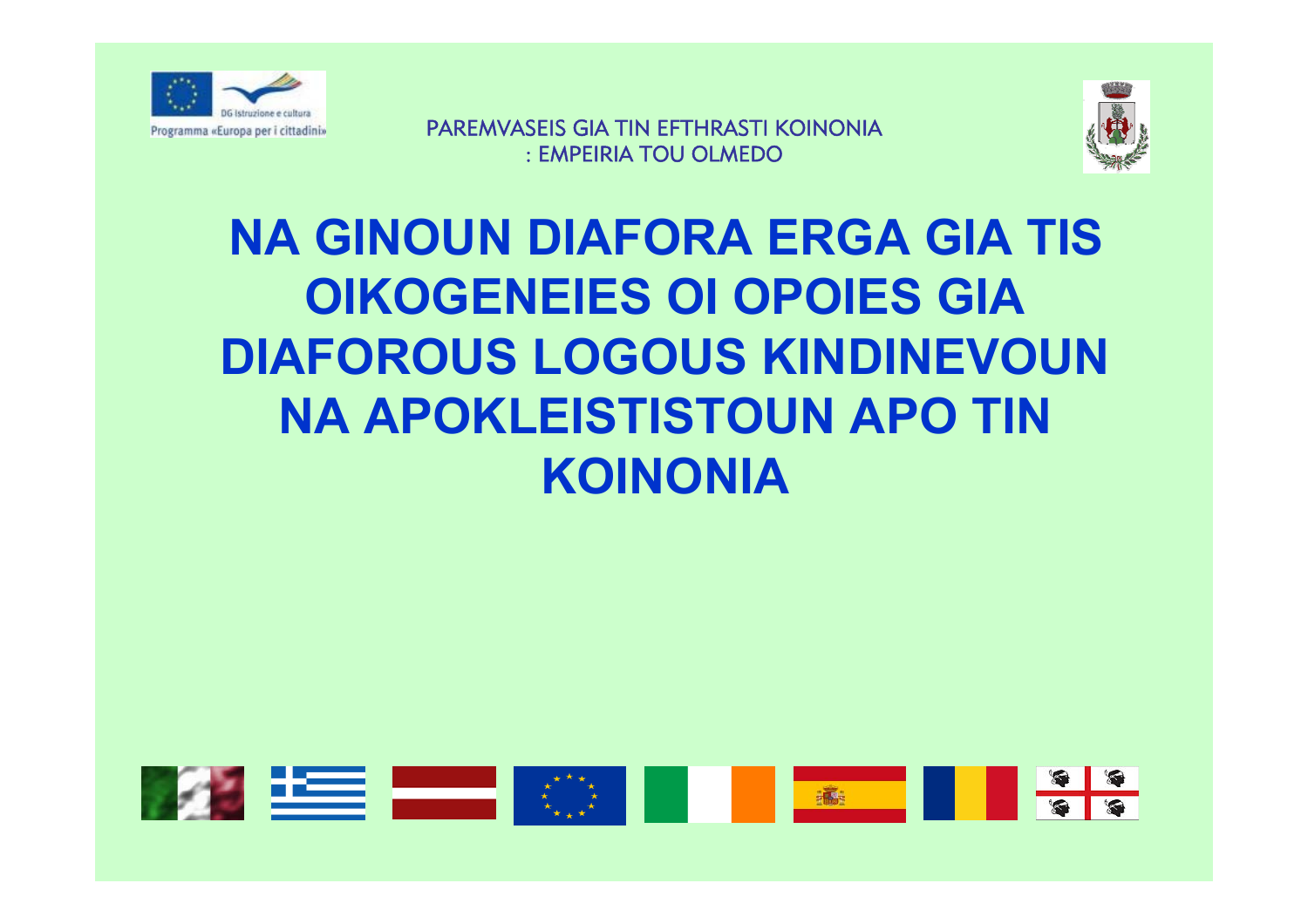Programma «Europa per i cittadini»

DG Istruzione e cultura

PAREMVASEIS GIA TIN EFTHRASTI KOINONIA
: EMPEIRIA TOU OLMEDO

# NA GINOUN DIAFORA ERGA GIA TIS OIKOGENEIES OI OPOIES GIA DIAFOROUS LOGOUS KINDINEVOUN NA APOKLEISTISTOUN APO TIN KOINONIA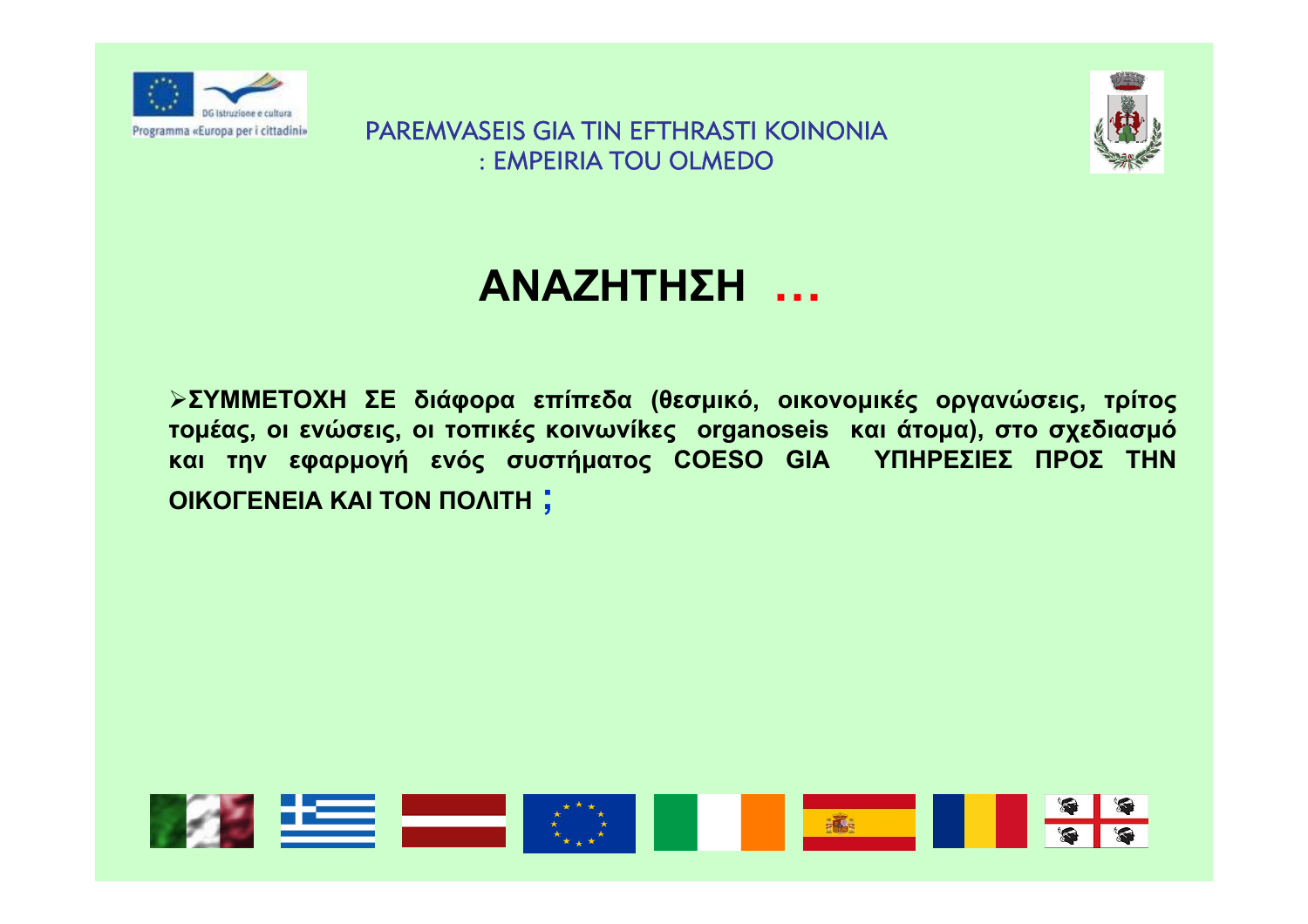PAREMVASEIS GIA TIN EFTHRASTI KOINONIA : EMPEIRIA TOU OLMEDO

# ΑΝΑΖΗΤΗΣΗ …

- **ΣΥΜΜΕΤΟΧΗ ΣΕ διάφορα επίπεδα (θεσμικό, οικονομικές οργανώσεις, τρίτος τομέας, οι ενώσεις, οι τοπικές κοινωνίκες organoseis και άτομα), στο σχεδιασμό και την εφαρμογή ενός συστήματος COESO GIA ΥΠΗΡΕΣΙΕΣ ΠΡΟΣ ΤΗΝ ΟΙΚΟΓΕΝΕΙΑ ΚΑΙ ΤΟΝ ΠΟΛΙΤΗ ;**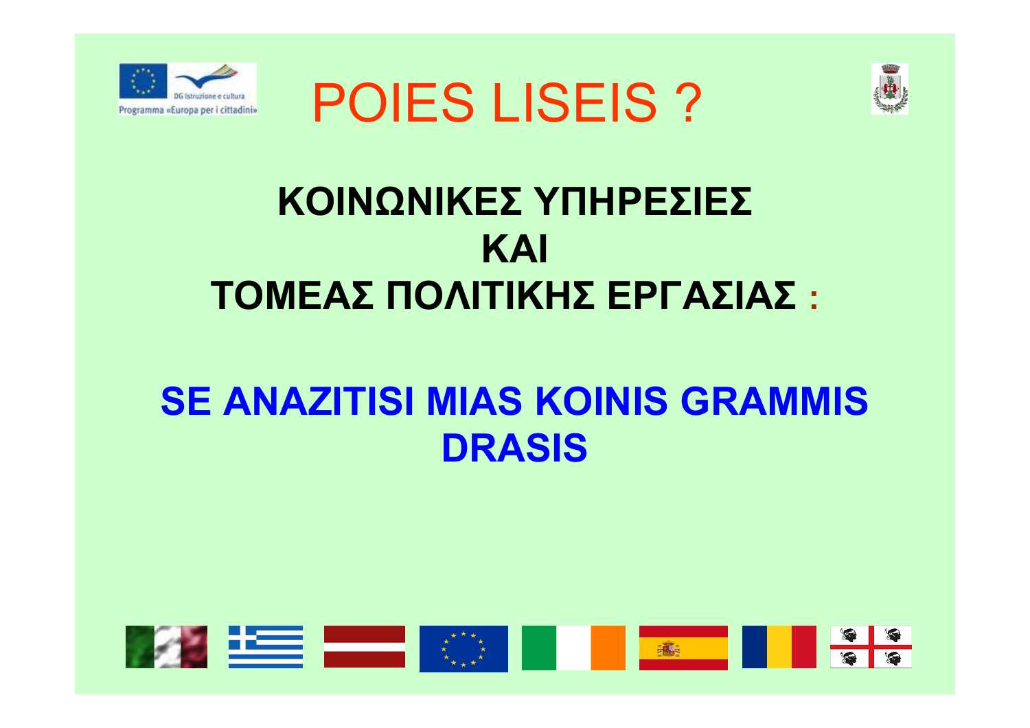# POIES LISEIS ?

**ΚΟΙΝΩΝΙΚΕΣ ΥΠΗΡΕΣΙΕΣ**
**ΚΑΙ**
**ΤΟΜΕΑΣ ΠΟΛΙΤΙΚΗΣ ΕΡΓΑΣΙΑΣ :**

**SE ANAZITISI MIAS KOINIS GRAMMIS DRASIS**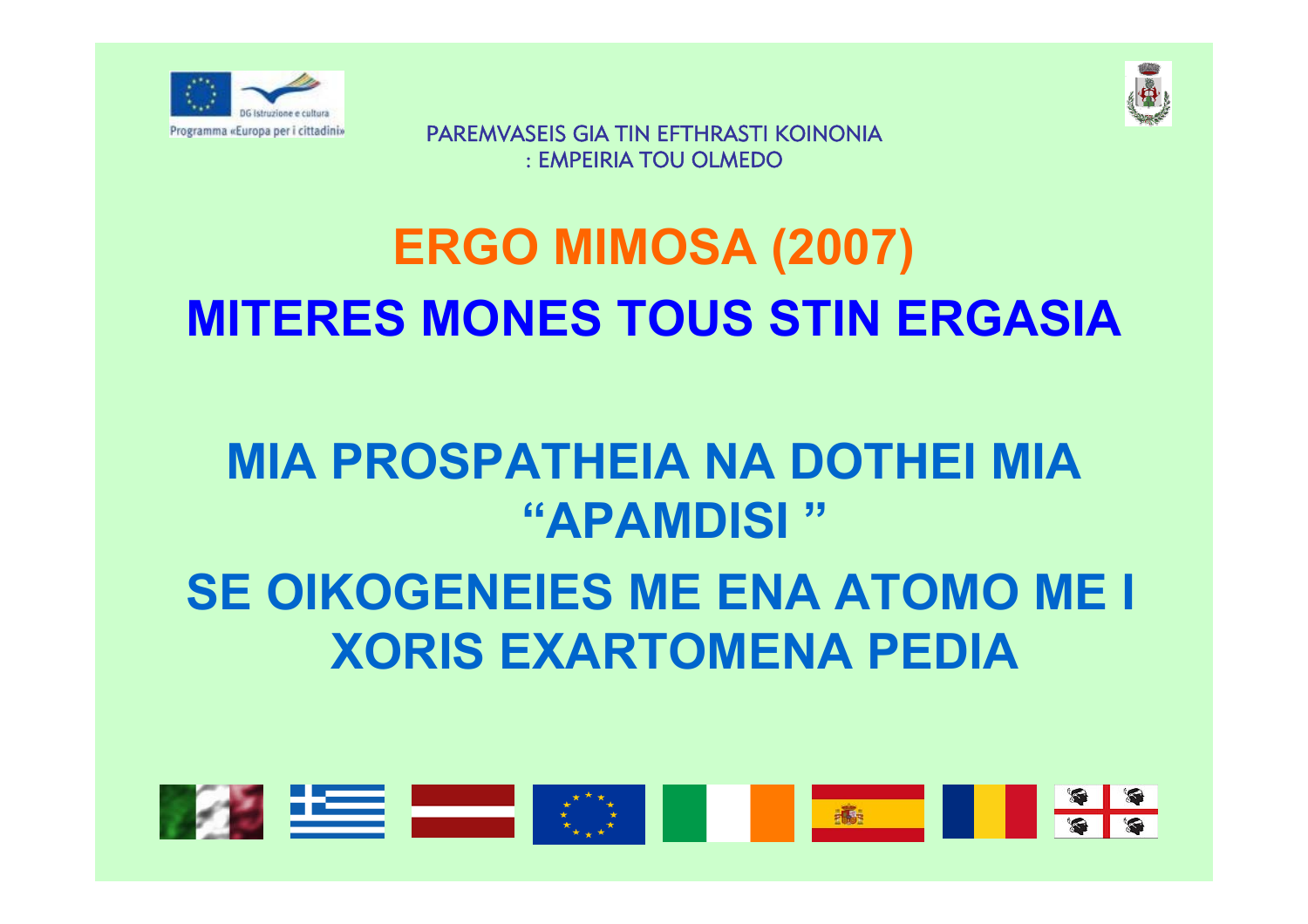PAREMVASEIS GIA TIN EFTHRASTI KOINONIA
: EMPEIRIA TOU OLMEDO

# ERGO MIMOSA (2007)

# MITERES MONES TOUS STIN ERGASIA

## MIA PROSPATHEIA NA DOTHEI MIA "APAMDISI "

## SE OIKOGENEIES ME ENA ATOMO ME I XORIS EXARTOMENA PEDIA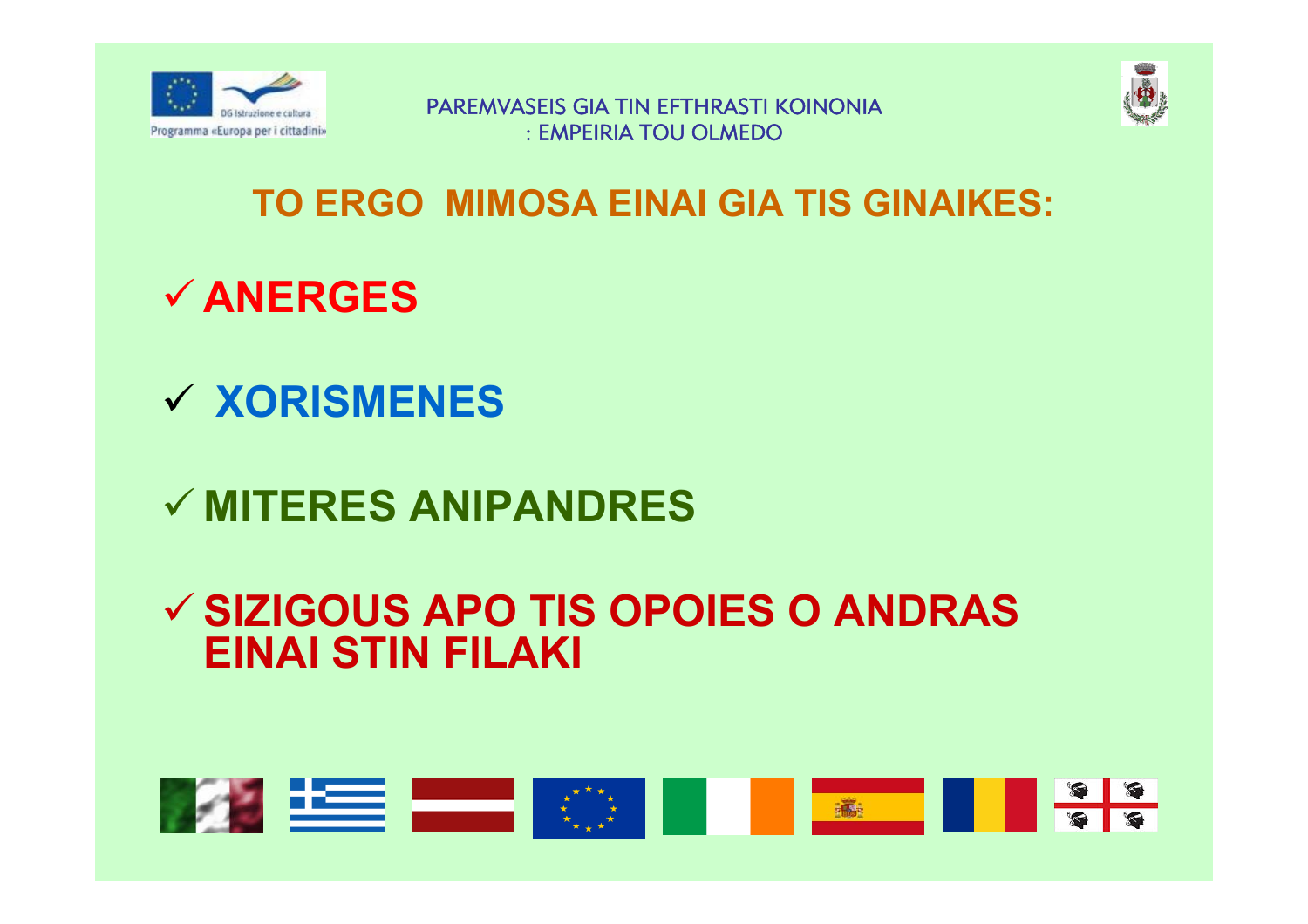PAREMVASEIS GIA TIN EFTHRASTI KOINONIA
: EMPEIRIA TOU OLMEDO

## TO ERGO MIMOSA EINAI GIA TIS GINAIKES:

- ✓ **ANERGES**
- ✓ **XORISMENES**
- ✓ **MITERES ANIPANDRES**
- ✓ **SIZIGOUS APO TIS OPOIES O ANDRAS EINAI STIN FILAKI**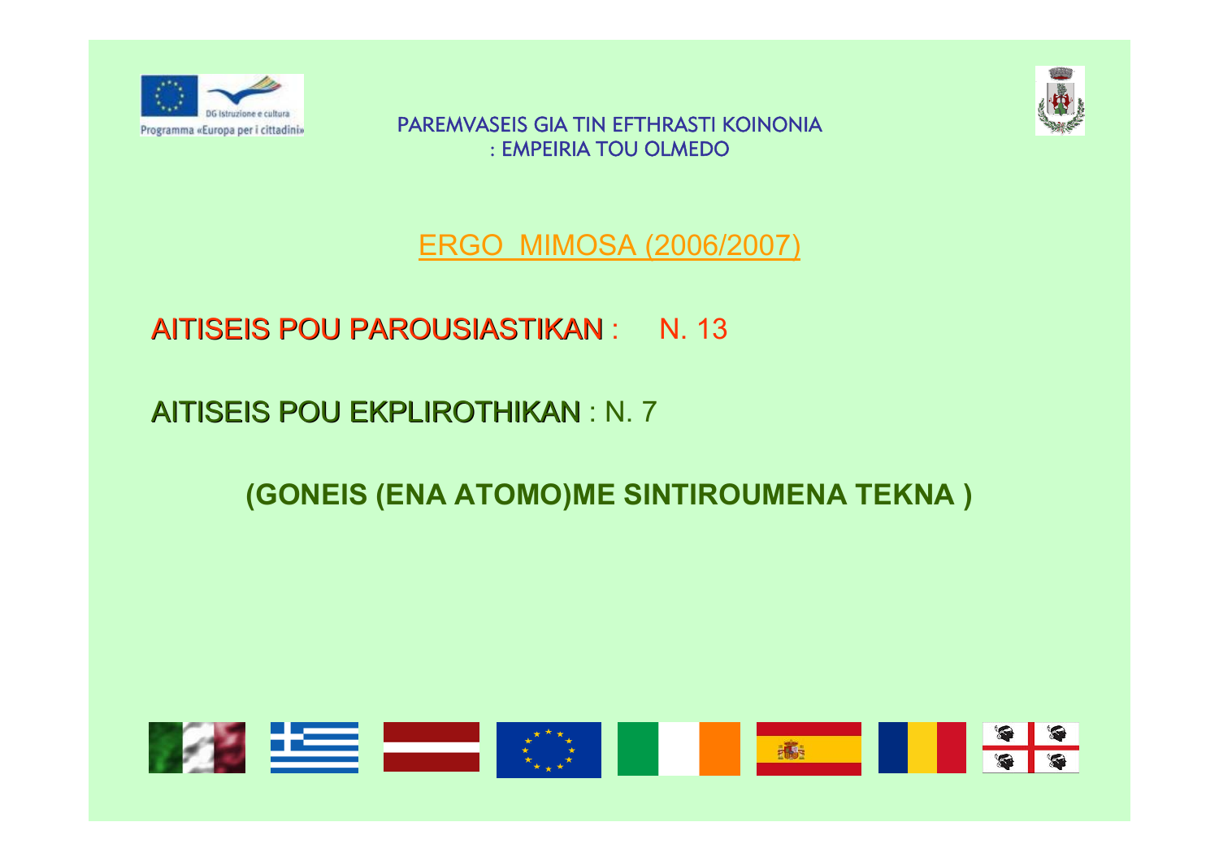PAREMVASEIS GIA TIN EFTHRASTI KOINONIA : EMPEIRIA TOU OLMEDO

## ERGO MIMOSA (2006/2007)

AITISEIS POU PAROUSIASTIKAN : N. 13

AITISEIS POU EKPLIROTHIKAN : N. 7

**(GONEIS (ENA ATOMO)ME SINTIROUMENA TEKNA )**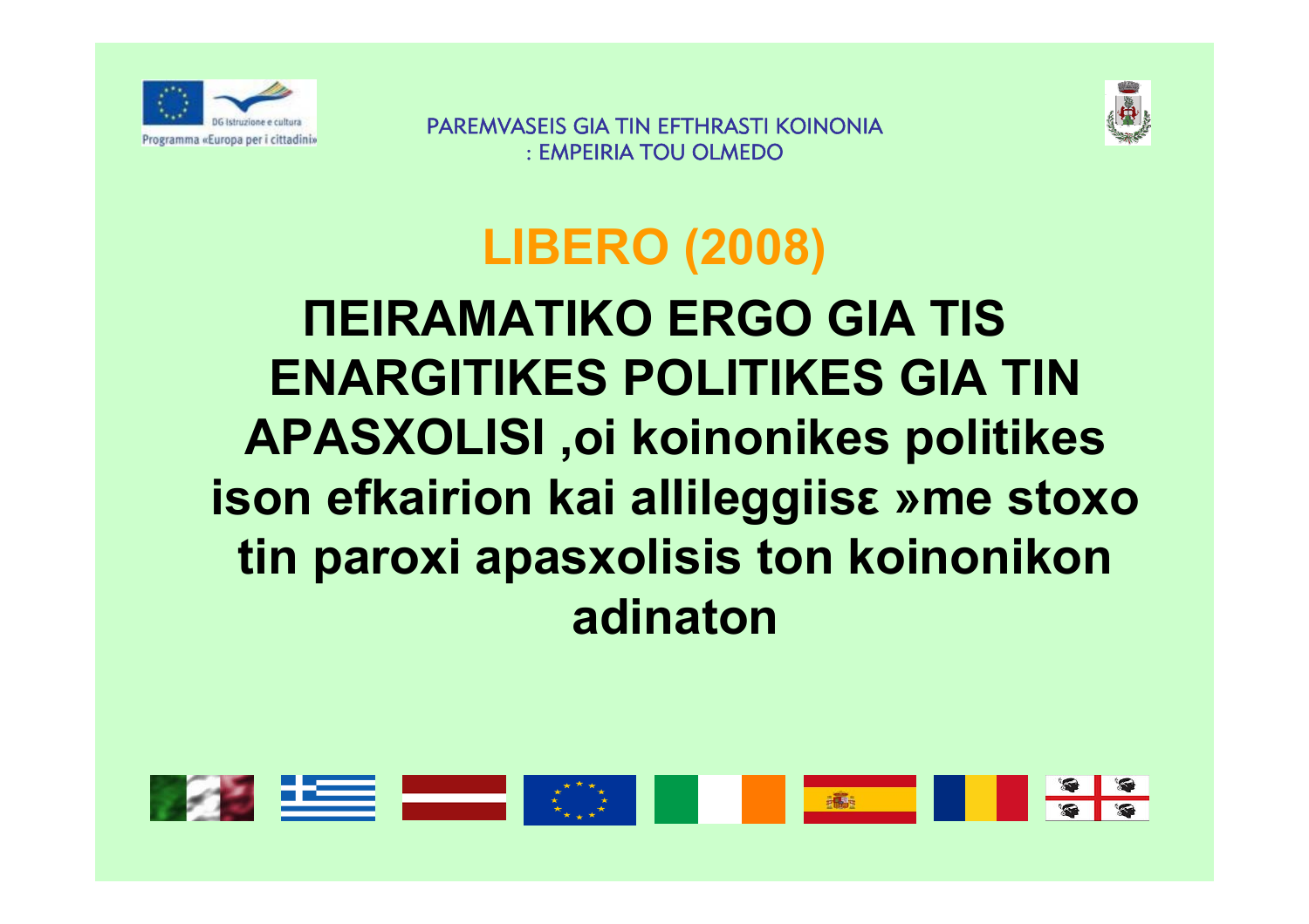PAREMVASEIS GIA TIN EFTHRASTI KOINONIA : EMPEIRIA TOU OLMEDO

# LIBERO (2008)

## ΠEIRAMATIKO ERGO GIA TIS ENARGITIKES POLITIKES GIA TIN APASXOLISI ,oi koinonikes politikes ison efkairion kai allileggiisε »me stoxo tin paroxi apasxolisis ton koinonikon adinaton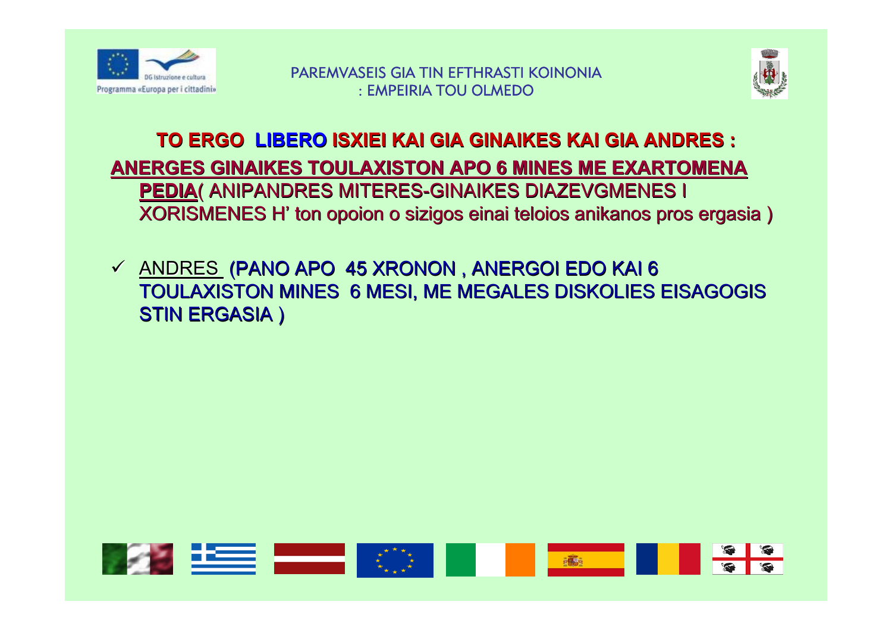PAREMVASEIS GIA TIN EFTHRASTI KOINONIA
: EMPEIRIA TOU OLMEDO

## TO ERGO **LIBERO** ISXIEI KAI GIA GINAIKES KAI GIA ANDRES :

**ANERGES GINAIKES TOULAXISTON APO 6 MINES ME EXARTOMENA PEDIA**( ANIPANDRES MITERES-GINAIKES DIAZEVGMENES I XORISMENES H' ton opoion o sizigos einai teloios anikanos pros ergasia )

- ✓ ANDRES **(PANO APO 45 XRONON , ANERGOI EDO KAI 6 TOULAXISTON MINES 6 MESI, ME MEGALES DISKOLIES EISAGOGIS STIN ERGASIA )**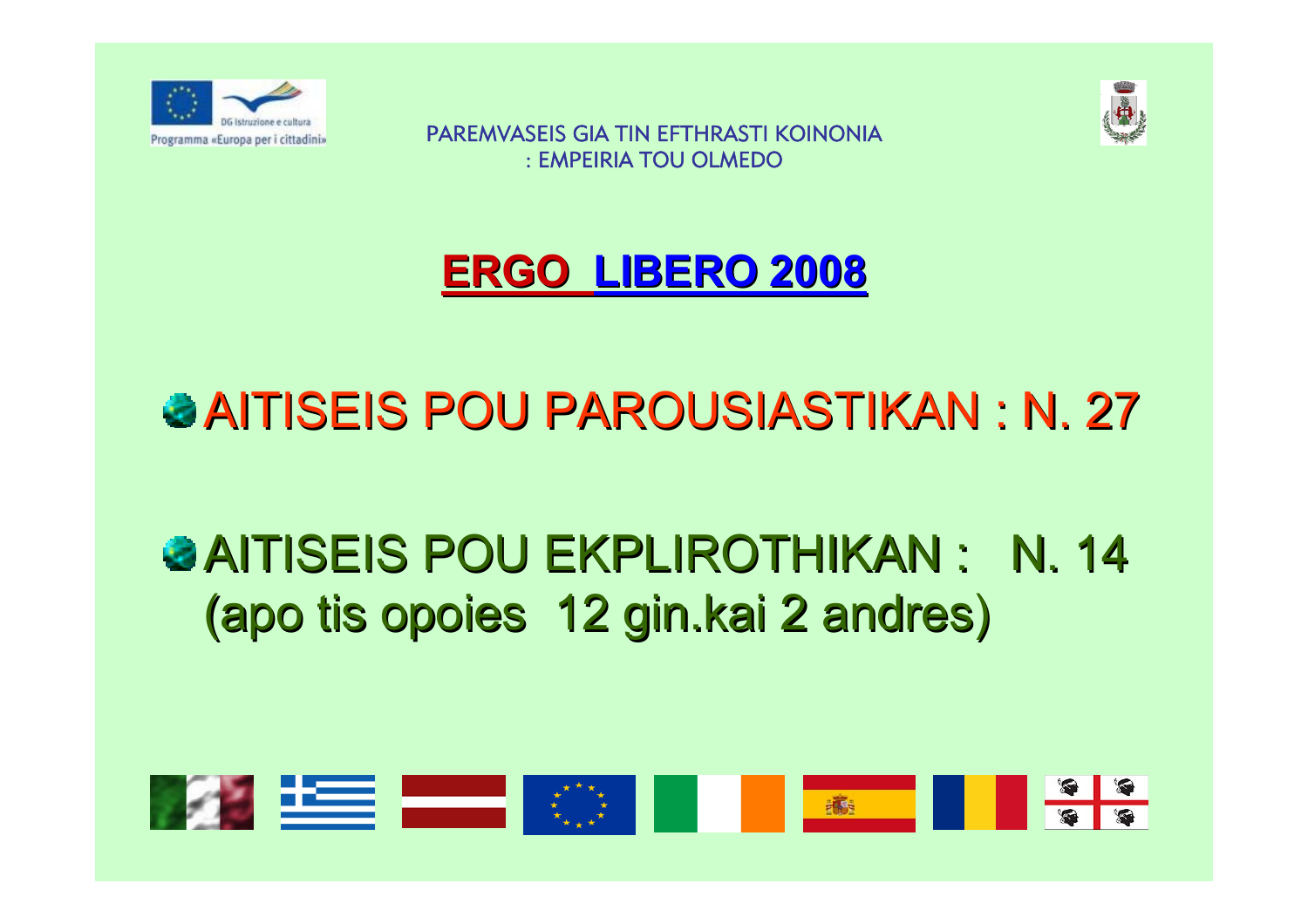PAREMVASEIS GIA TIN EFTHRASTI KOINONIA
: EMPEIRIA TOU OLMEDO

# ERGO LIBERO 2008

- AITISEIS POU PAROUSIASTIKAN : N. 27

- AITISEIS POU EKPLIROTHIKAN : N. 14
  (apo tis opoies 12 gin.kai 2 andres)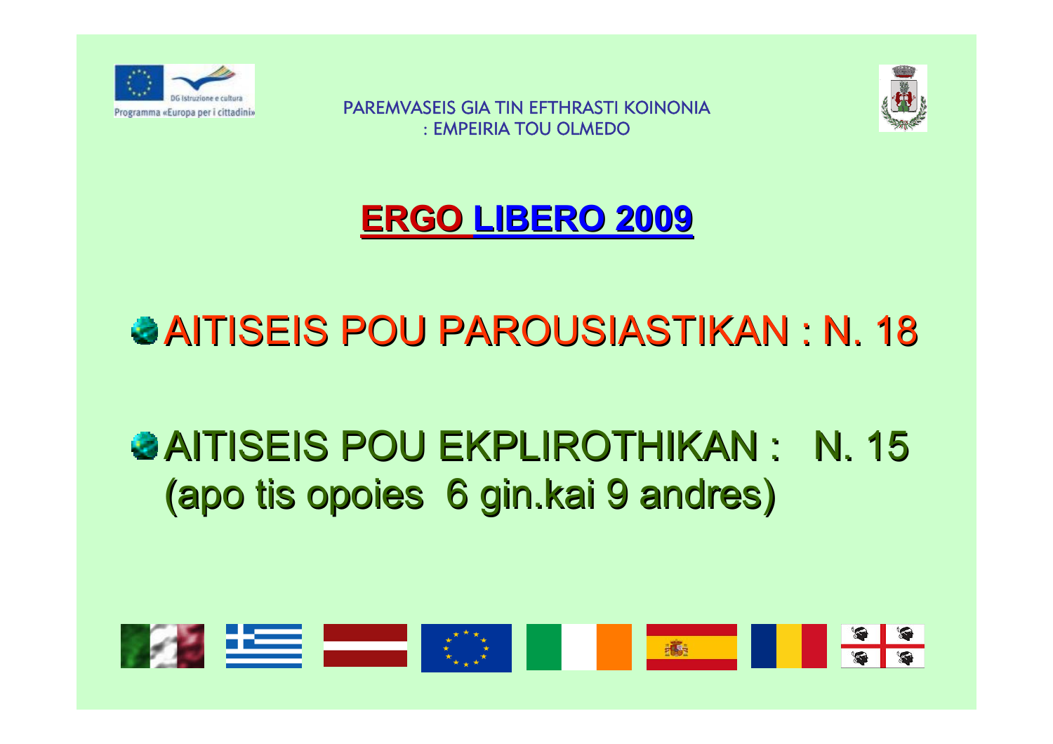PAREMVASEIS GIA TIN EFTHRASTI KOINONIA
: EMPEIRIA TOU OLMEDO

# ERGO LIBERO 2009

- AITISEIS POU PAROUSIASTIKAN : N. 18

- AITISEIS POU EKPLIROTHIKAN : N. 15
  (apo tis opoies 6 gin.kai 9 andres)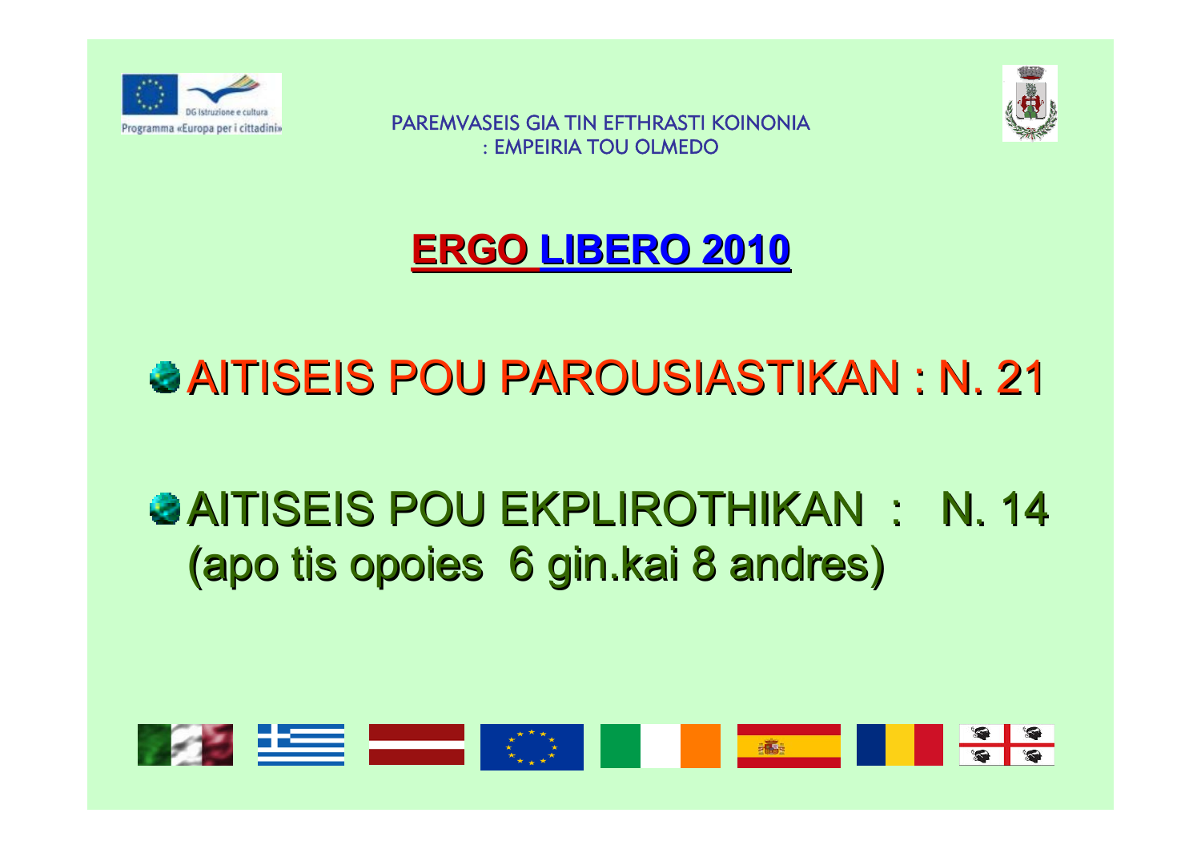Programma «Europa per i cittadini»

PAREMVASEIS GIA TIN EFTHRASTI KOINONIA : EMPEIRIA TOU OLMEDO

# ERGO LIBERO 2010

- AITISEIS POU PAROUSIASTIKAN : N. 21

- AITISEIS POU EKPLIROTHIKAN : N. 14 (apo tis opoies 6 gin.kai 8 andres)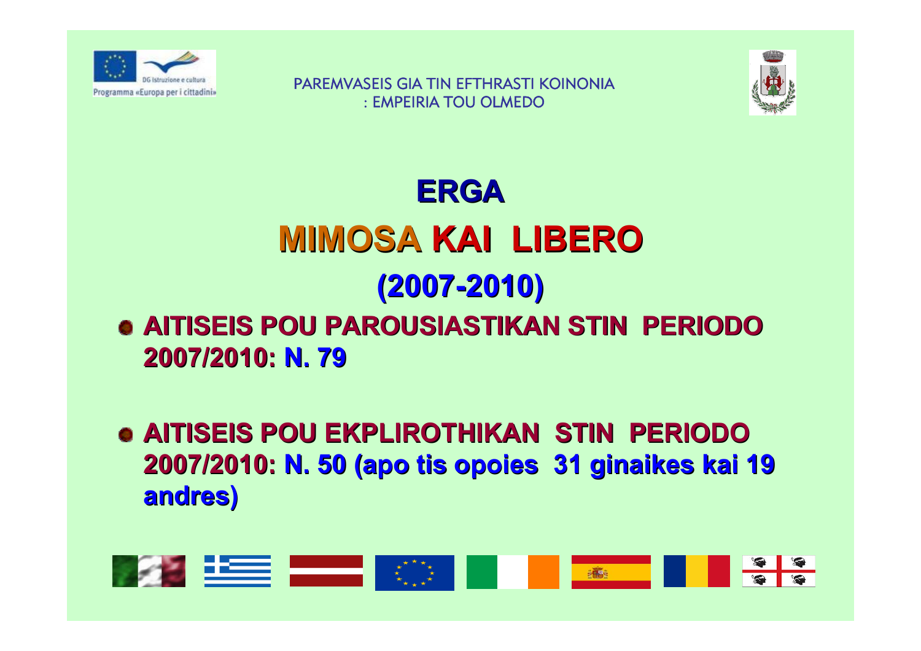PAREMVASEIS GIA TIN EFTHRASTI KOINONIA
: EMPEIRIA TOU OLMEDO

# ERGA

# MIMOSA KAI LIBERO

## (2007-2010)

- **AITISEIS POU PAROUSIASTIKAN STIN PERIODO 2007/2010: N. 79**

- **AITISEIS POU EKPLIROTHIKAN STIN PERIODO 2007/2010: N. 50 (apo tis opoies 31 ginaikes kai 19 andres)**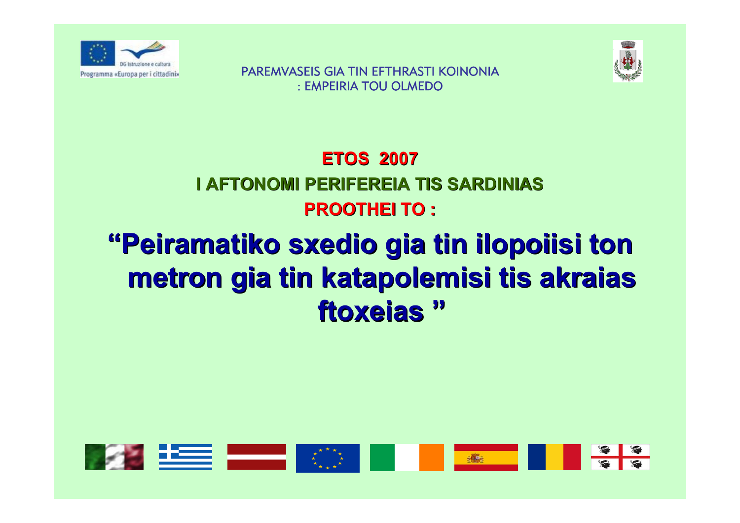PAREMVASEIS GIA TIN EFTHRASTI KOINONIA
: EMPEIRIA TOU OLMEDO

**ETOS 2007**

**I AFTONOMI PERIFEREIA TIS SARDINIAS**

**PROOTHEI TO :**

# "Peiramatiko sxedio gia tin ilopoiisi ton metron gia tin katapolemisi tis akraias ftoxeias "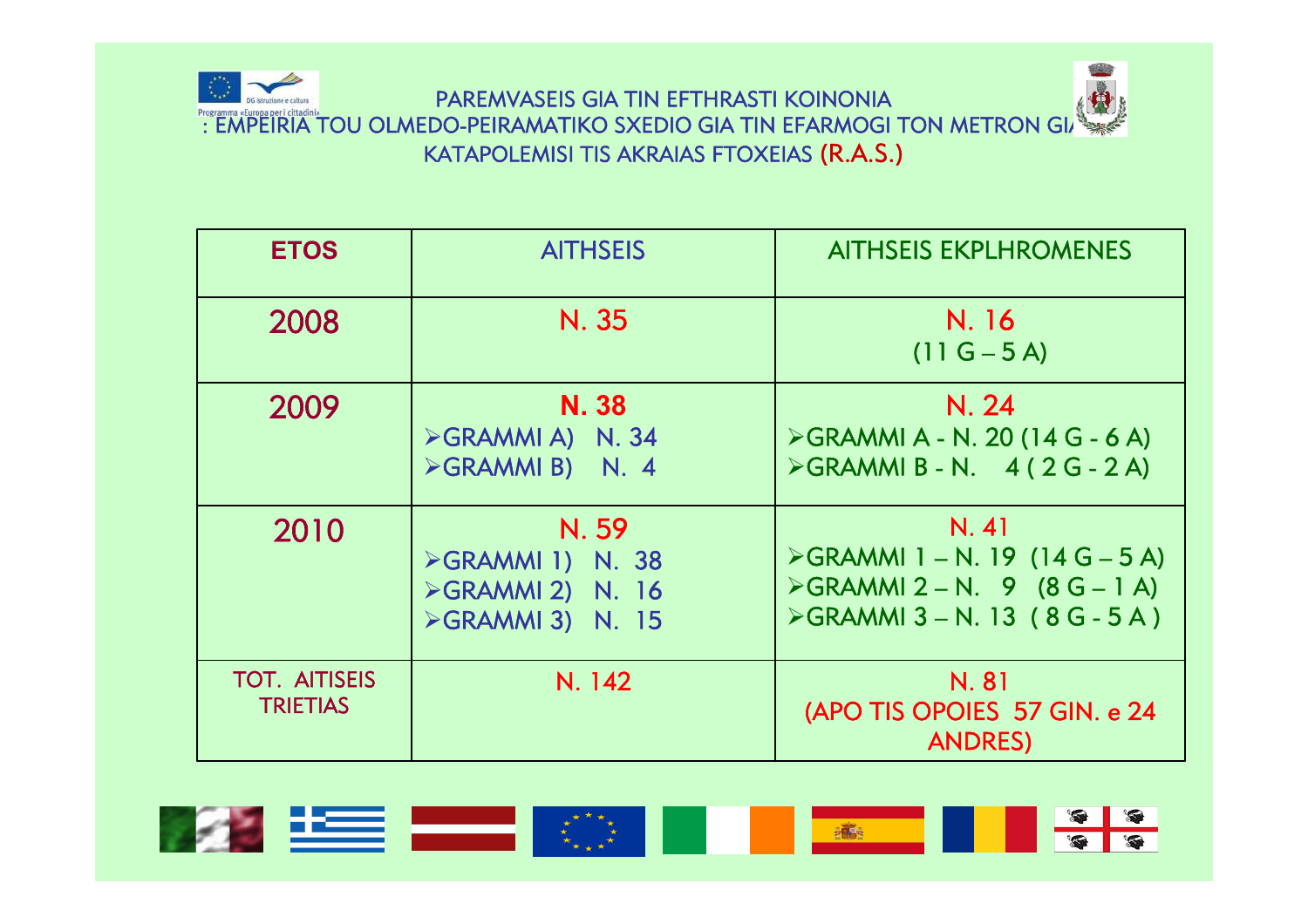PAREMVASEIS GIA TIN EFTHRASTI KOINONIA
: EMPEIRIA TOU OLMEDO-PEIRAMATIKO SXEDIO GIA TIN EFARMOGI TON METRON GIA KATAPOLEMISI TIS AKRAIAS FTOXEIAS (R.A.S.)

| ETOS | AITHSEIS | AITHSEIS EKPLHROMENES |
| --- | --- | --- |
| 2008 | N. 35 | N. 16<br>(11 G – 5 A) |
| 2009 | **N. 38**<br>➢GRAMMI A) N. 34<br>➢GRAMMI B) N. 4 | N. 24<br>➢GRAMMI A - N. 20 (14 G - 6 A)<br>➢GRAMMI B - N. 4 ( 2 G - 2 A) |
| 2010 | N. 59<br>➢GRAMMI 1) N. 38<br>➢GRAMMI 2) N. 16<br>➢GRAMMI 3) N. 15 | N. 41<br>➢GRAMMI 1 – N. 19 (14 G – 5 A)<br>➢GRAMMI 2 – N. 9 (8 G – 1 A)<br>➢GRAMMI 3 – N. 13 ( 8 G - 5 A ) |
| TOT. AITISEIS TRIETIAS | N. 142 | N. 81<br>(APO TIS OPOIES 57 GIN. e 24 ANDRES) |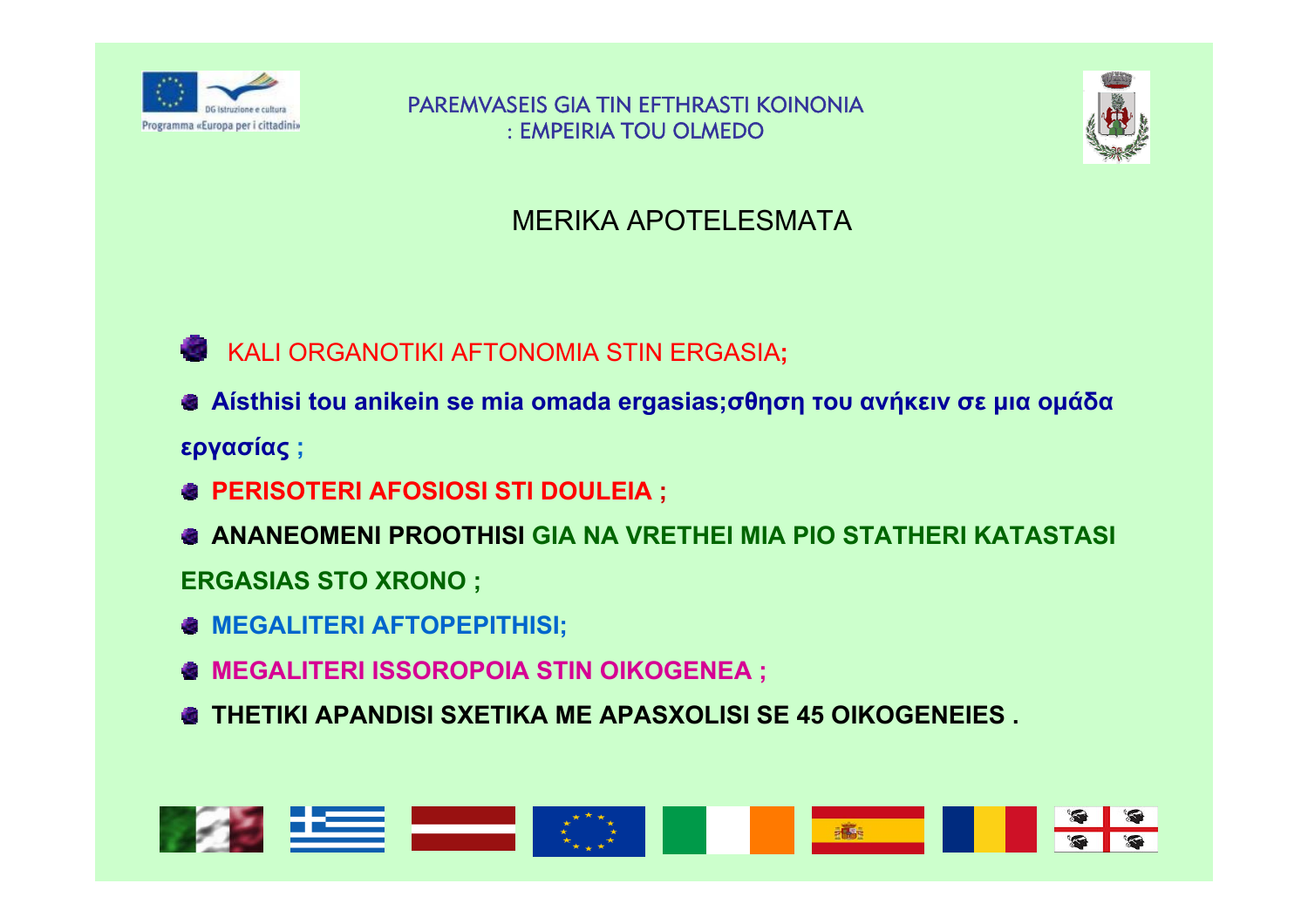PAREMVASEIS GIA TIN EFTHRASTI KOINONIA
: EMPEIRIA TOU OLMEDO

## MERIKA APOTELESMATA

- KALI ORGANOTIKI AFTONOMIA STIN ERGASIA;
- **Aísthisi tou anikein se mia omada ergasias;σθηση του ανήκειν σε μια ομάδα εργασίας ;**
- **PERISOTERI AFOSIOSI STI DOULEIA ;**
- **ANANEOMENI PROOTHISI GIA NA VRETHEI MIA PIO STATHERI KATASTASI ERGASIAS STO XRONO ;**
- **MEGALITERI AFTOPEPITHISI;**
- **MEGALITERI ISSOROPOIA STIN OIKOGENEA ;**
- **THETIKI APANDISI SXETIKA ME APASXOLISI SE 45 OIKOGENEIES .**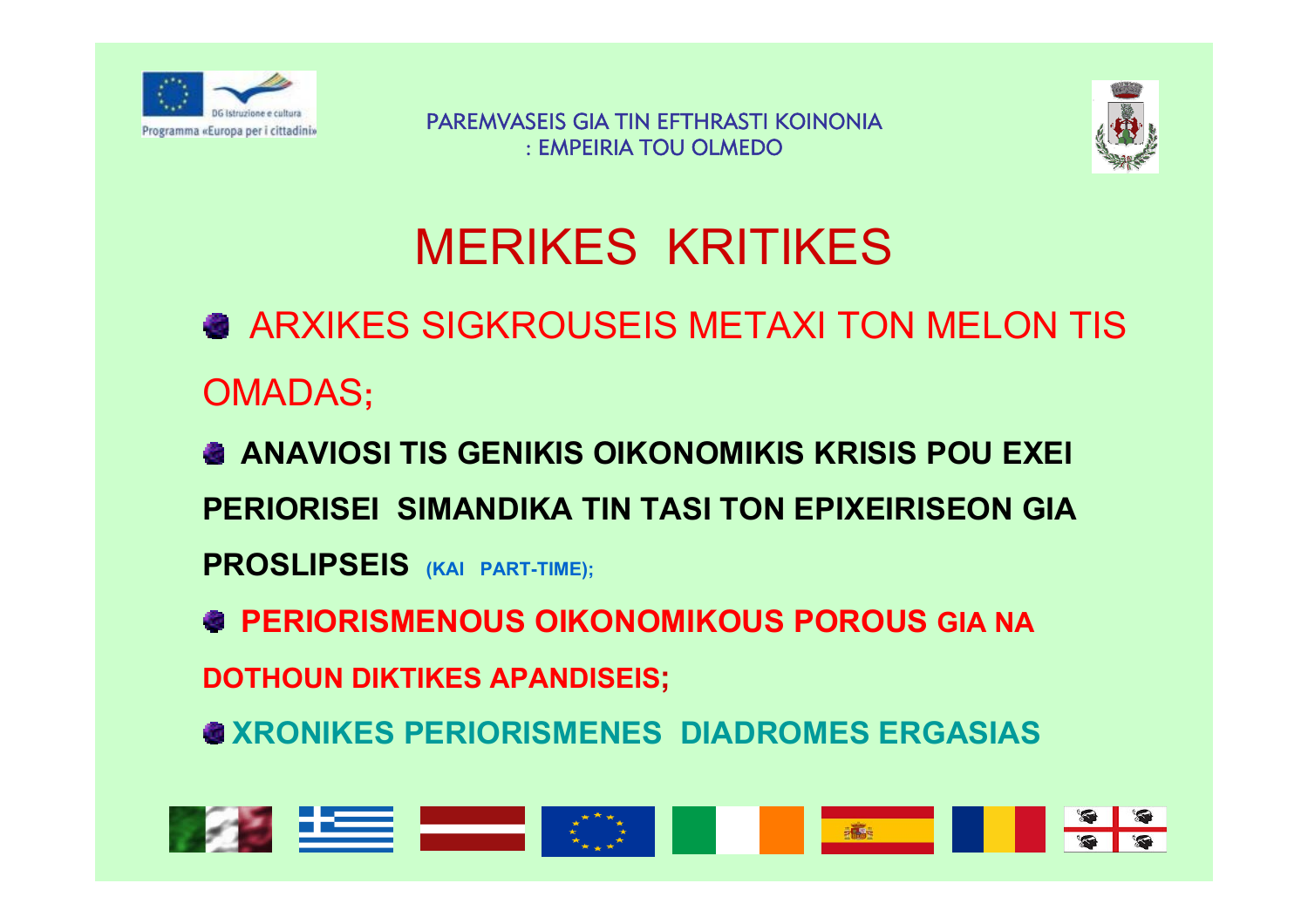# MERIKES KRITIKES

- ARXIKES SIGKROUSEIS METAXI TON MELON TIS OMADAS;
- **ANAVIOSI TIS GENIKIS OIKONOMIKIS KRISIS POU EXEI PERIORISEI SIMANDIKA TIN TASI TON EPIXEIRISEON GIA PROSLIPSEIS** (KAI PART-TIME);
- **PERIORISMENOUS OIKONOMIKOUS POROUS GIA NA DOTHOUN DIKTIKES APANDISEIS;**
- **XRONIKES PERIORISMENES DIADROMES ERGASIAS**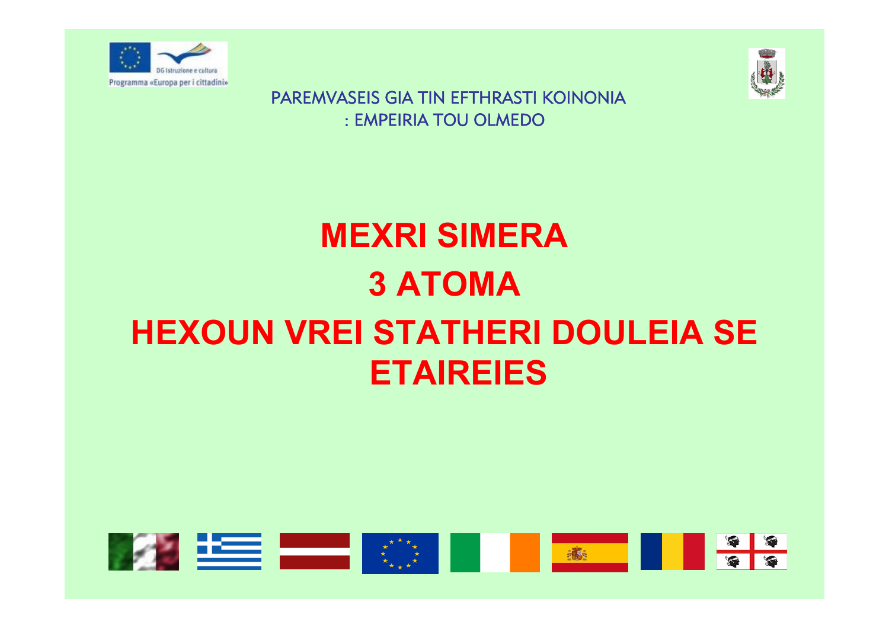PAREMVASEIS GIA TIN EFTHRASTI KOINONIA : EMPEIRIA TOU OLMEDO

# MEXRI SIMERA

# 3 ATOMA

# HEXOUN VREI STATHERI DOULEIA SE ETAIREIES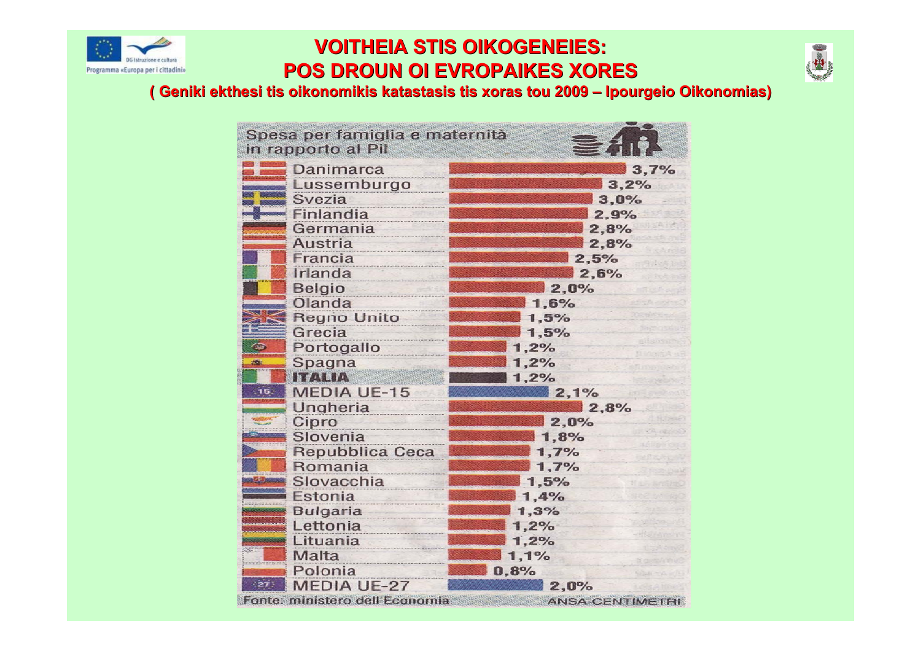# VOITHEIA STIS OIKOGENEIES:
# POS DROUN OI EVROPAIKES XORES

**( Geniki ekthesi tis oikonomikis katastasis tis xoras tou 2009 – Ipourgeio Oikonomias)**

Spesa per famiglia e maternità in rapporto al Pil

| Paese | % |
|---|---|
| Danimarca | 3,7% |
| Lussemburgo | 3,2% |
| Svezia | 3,0% |
| Finlandia | 2,9% |
| Germania | 2,8% |
| Austria | 2,8% |
| Francia | 2,5% |
| Irlanda | 2,6% |
| Belgio | 2,0% |
| Olanda | 1,6% |
| Regno Unito | 1,5% |
| Grecia | 1,5% |
| Portogallo | 1,2% |
| Spagna | 1,2% |
| **ITALIA** | 1,2% |
| MEDIA UE-15 | 2,1% |
| Ungheria | 2,8% |
| Cipro | 2,0% |
| Slovenia | 1,8% |
| Repubblica Ceca | 1,7% |
| Romania | 1,7% |
| Slovacchia | 1,5% |
| Estonia | 1,4% |
| Bulgaria | 1,3% |
| Lettonia | 1,2% |
| Lituania | 1,2% |
| Malta | 1,1% |
| Polonia | 0,8% |
| MEDIA UE-27 | 2,0% |

Fonte: ministero dell'Economia — ANSA-CENTIMETRI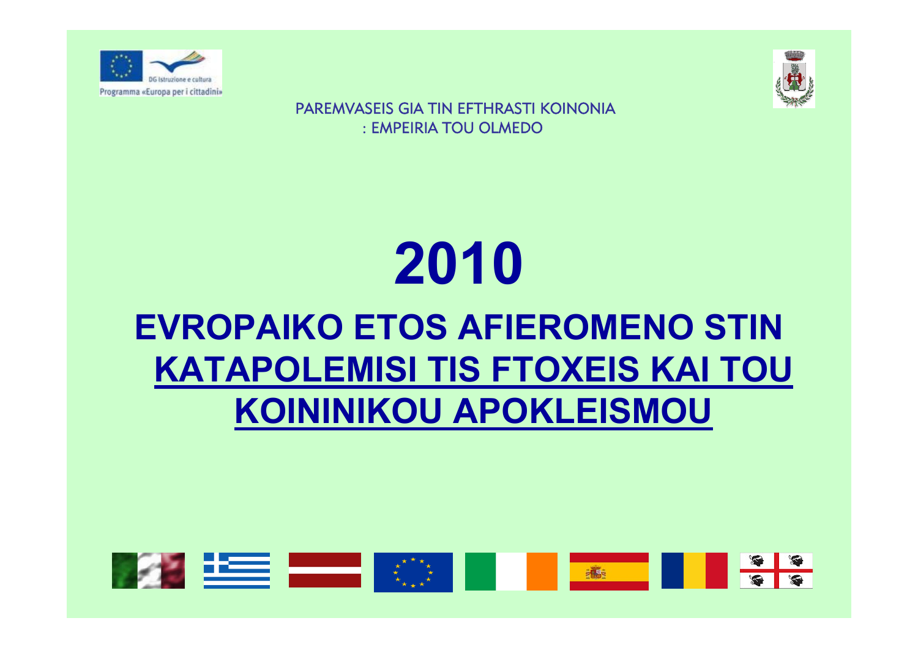Programma «Europa per i cittadini»

DG Istruzione e cultura

PAREMVASEIS GIA TIN EFTHRASTI KOINONIA
: EMPEIRIA TOU OLMEDO

# 2010

## EVROPAIKO ETOS AFIEROMENO STIN KATAPOLEMISI TIS FTOXEIS KAI TOU KOININIKOU APOKLEISMOU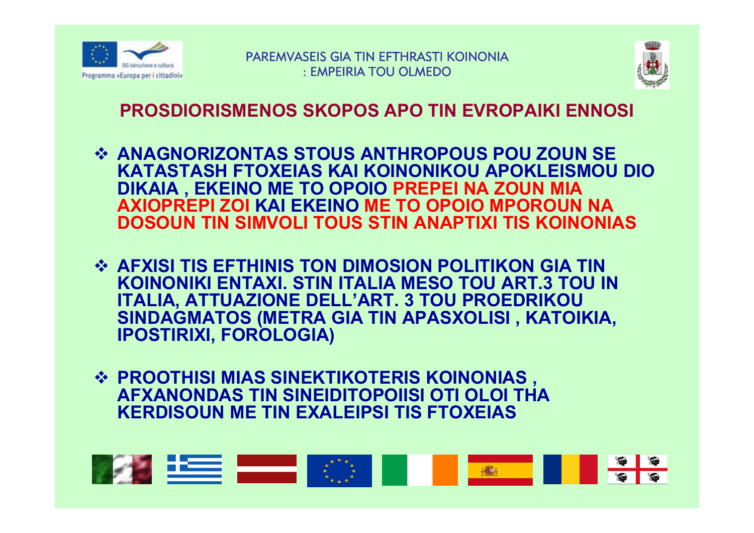PAREMVASEIS GIA TIN EFTHRASTI KOINONIA : EMPEIRIA TOU OLMEDO

## PROSDIORISMENOS SKOPOS APO TIN EVROPAIKI ENNOSI

- **ANAGNORIZONTAS STOUS ANTHROPOUS POU ZOUN SE KATASTASH FTOXEIAS KAI KOINONIKOU APOKLEISMOU DIO DIKAIA , EKEINO ME TO OPOIO PREPEI NA ZOUN MIA AXIOPREPI ZOI KAI EKEINO ME TO OPOIO MPOROUN NA DOSOUN TIN SIMVOLI TOUS STIN ANAPTIXI TIS KOINONIAS**

- **AFXISI TIS EFTHINIS TON DIMOSION POLITIKON GIA TIN KOINONIKI ENTAXI. STIN ITALIA MESO TOU ART.3 TOU IN ITALIA, ATTUAZIONE DELL'ART. 3 TOU PROEDRIKOU SINDAGMATOS (METRA GIA TIN APASXOLISI , KATOIKIA, IPOSTIRIXI, FOROLOGIA)**

- **PROOTHISI MIAS SINEKTIKOTERIS KOINONIAS , AFXANONDAS TIN SINEIDITOPOIISI OTI OLOI THA KERDISOUN ME TIN EXALEIPSI TIS FTOXEIAS**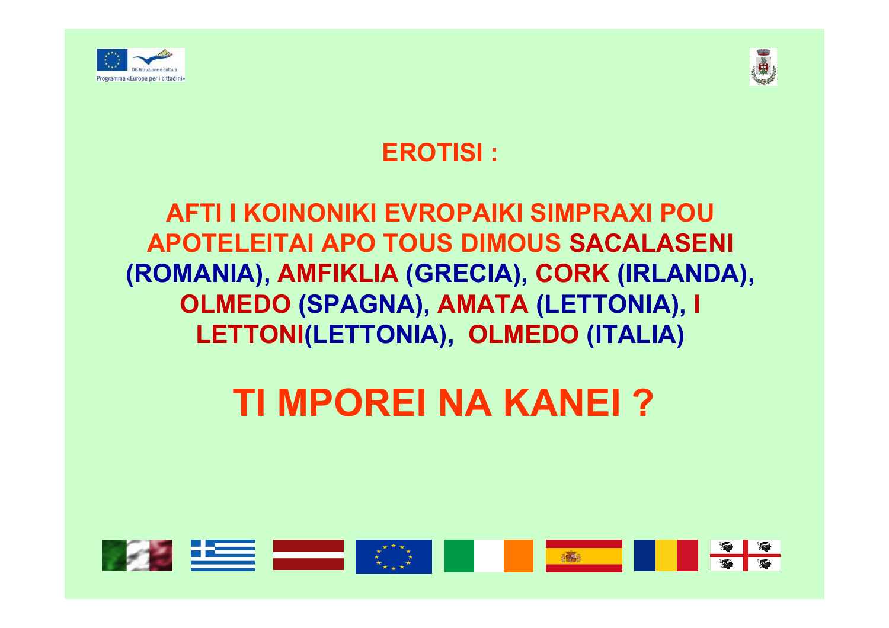Programma «Europa per i cittadini»

## EROTISI :

**AFTI I KOINONIKI EVROPAIKI SIMPRAXI POU APOTELEITAI APO TOUS DIMOUS SACALASENI (ROMANIA), AMFIKLIA (GRECIA), CORK (IRLANDA), OLMEDO (SPAGNA), AMATA (LETTONIA), I LETTONI(LETTONIA), OLMEDO (ITALIA)**

# TI MPOREI NA KANEI ?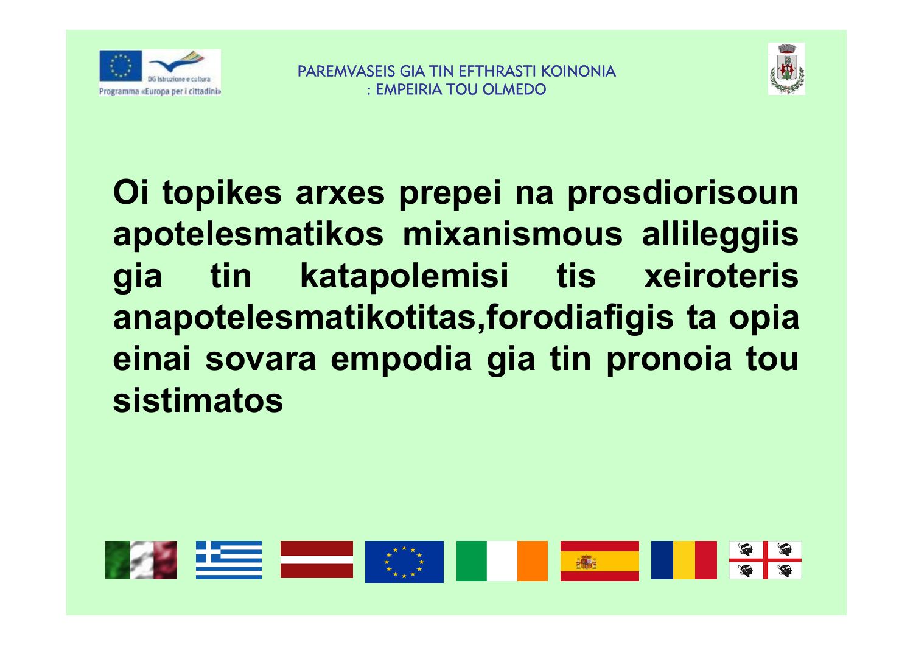PAREMVASEIS GIA TIN EFTHRASTI KOINONIA : EMPEIRIA TOU OLMEDO

**Oi topikes arxes prepei na prosdiorisoun apotelesmatikos mixanismous allileggiis gia tin katapolemisi tis xeiroteris anapotelesmatikotitas,forodiafigis ta opia einai sovara empodia gia tin pronoia tou sistimatos**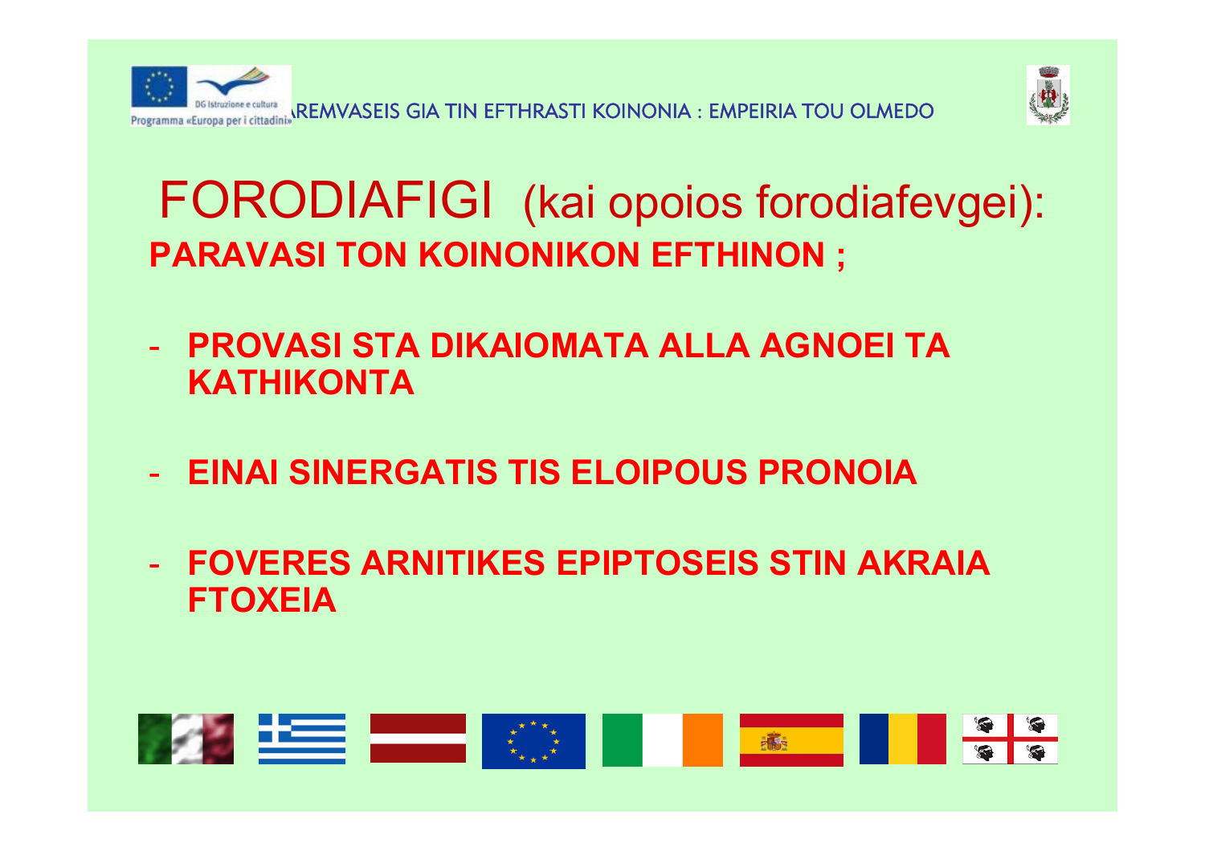# FORODIAFIGI (kai opoios forodiafevgei):

**PARAVASI TON KOINONIKON EFTHINON ;**

- **PROVASI STA DIKAIOMATA ALLA AGNOEI TA KATHIKONTA**

- **EINAI SINERGATIS TIS ELOIPOUS PRONOIA**

- **FOVERES ARNITIKES EPIPTOSEIS STIN AKRAIA FTOXEIA**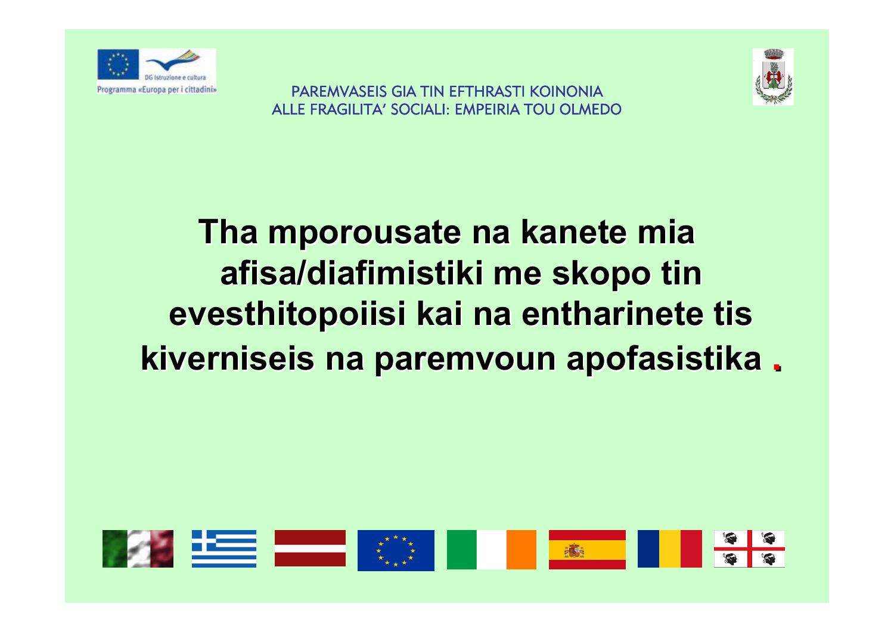PAREMVASEIS GIA TIN EFTHRASTI KOINONIA
ALLE FRAGILITA' SOCIALI: EMPEIRIA TOU OLMEDO

# Tha mporousate na kanete mia afisa/diafimistiki me skopo tin evesthitopoiisi kai na entharinete tis kiverniseis na paremvoun apofasistika .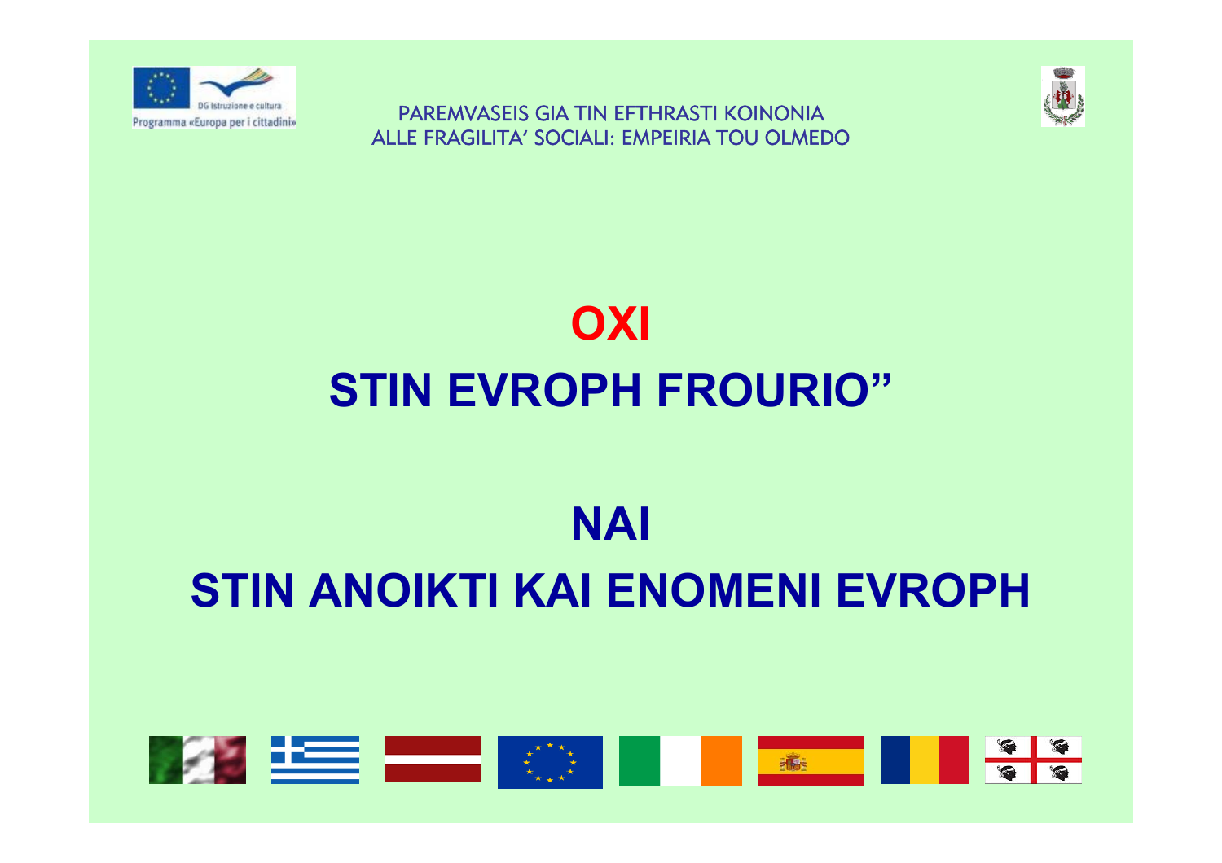PAREMVASEIS GIA TIN EFTHRASTI KOINONIA
ALLE FRAGILITA' SOCIALI: EMPEIRIA TOU OLMEDO

# OXI
# STIN EVROPH FROURIO"

# NAI
# STIN ANOIKTI KAI ENOMENI EVROPH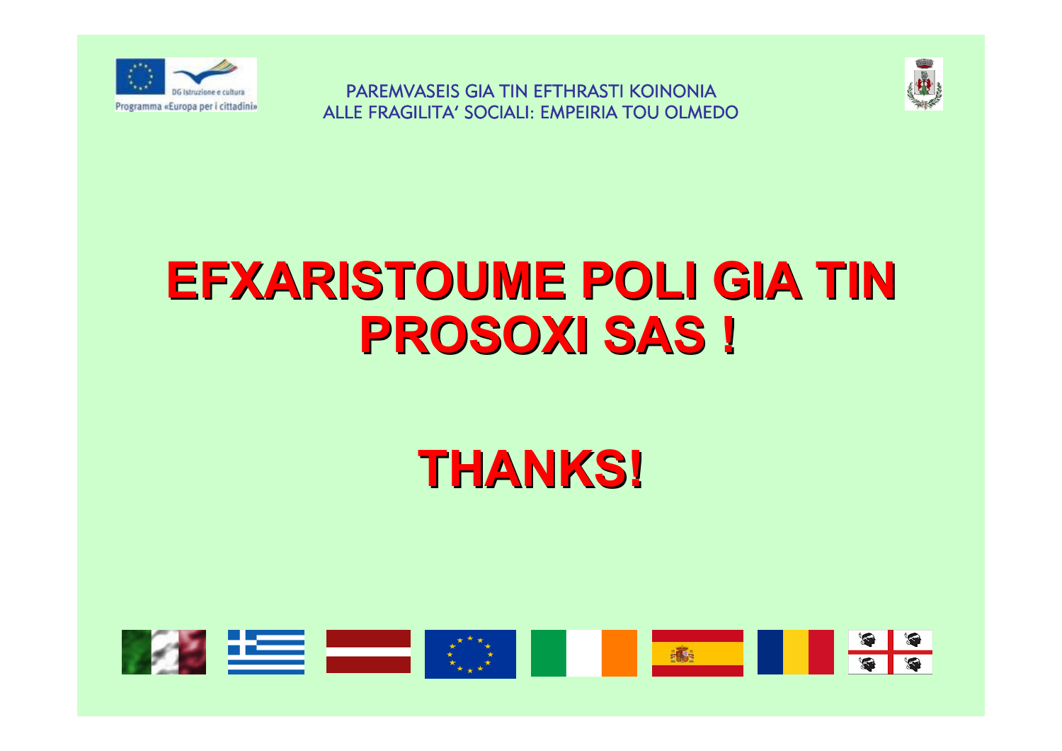PAREMVASEIS GIA TIN EFTHRASTI KOINONIA
ALLE FRAGILITA' SOCIALI: EMPEIRIA TOU OLMEDO

# EFXARISTOUME POLI GIA TIN PROSOXI SAS !

# THANKS!